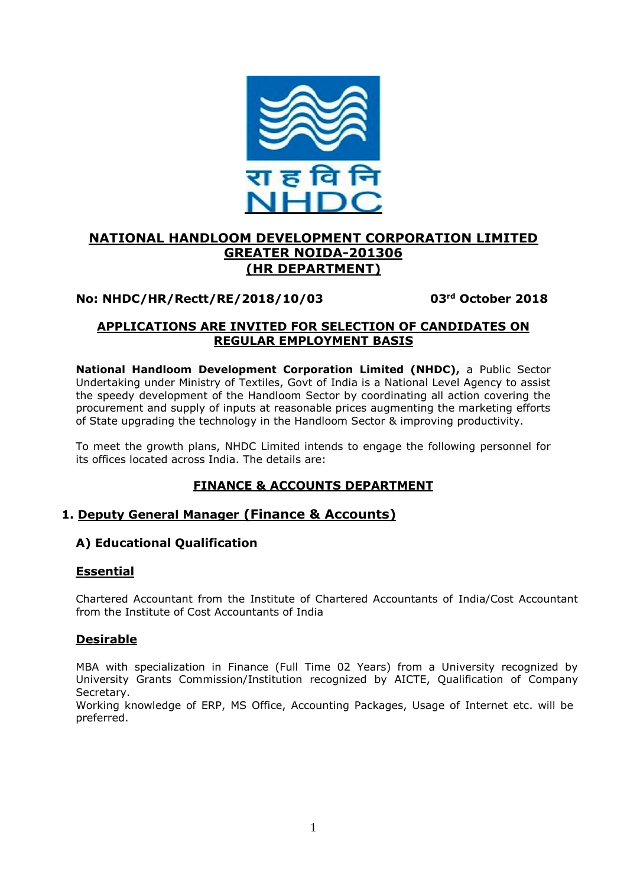# NATIONAL HANDLOOM DEVELOPMENT CORPORATION LIMITED
# GREATER NOIDA-201306
# (HR DEPARTMENT)

**No: NHDC/HR/Rectt/RE/2018/10/03** **03rd October 2018**

## APPLICATIONS ARE INVITED FOR SELECTION OF CANDIDATES ON REGULAR EMPLOYMENT BASIS

**National Handloom Development Corporation Limited (NHDC),** a Public Sector Undertaking under Ministry of Textiles, Govt of India is a National Level Agency to assist the speedy development of the Handloom Sector by coordinating all action covering the procurement and supply of inputs at reasonable prices augmenting the marketing efforts of State upgrading the technology in the Handloom Sector & improving productivity.

To meet the growth plans, NHDC Limited intends to engage the following personnel for its offices located across India. The details are:

## FINANCE & ACCOUNTS DEPARTMENT

### 1. Deputy General Manager (Finance & Accounts)

#### A) Educational Qualification

**Essential**

Chartered Accountant from the Institute of Chartered Accountants of India/Cost Accountant from the Institute of Cost Accountants of India

**Desirable**

MBA with specialization in Finance (Full Time 02 Years) from a University recognized by University Grants Commission/Institution recognized by AICTE, Qualification of Company Secretary.

Working knowledge of ERP, MS Office, Accounting Packages, Usage of Internet etc. will be preferred.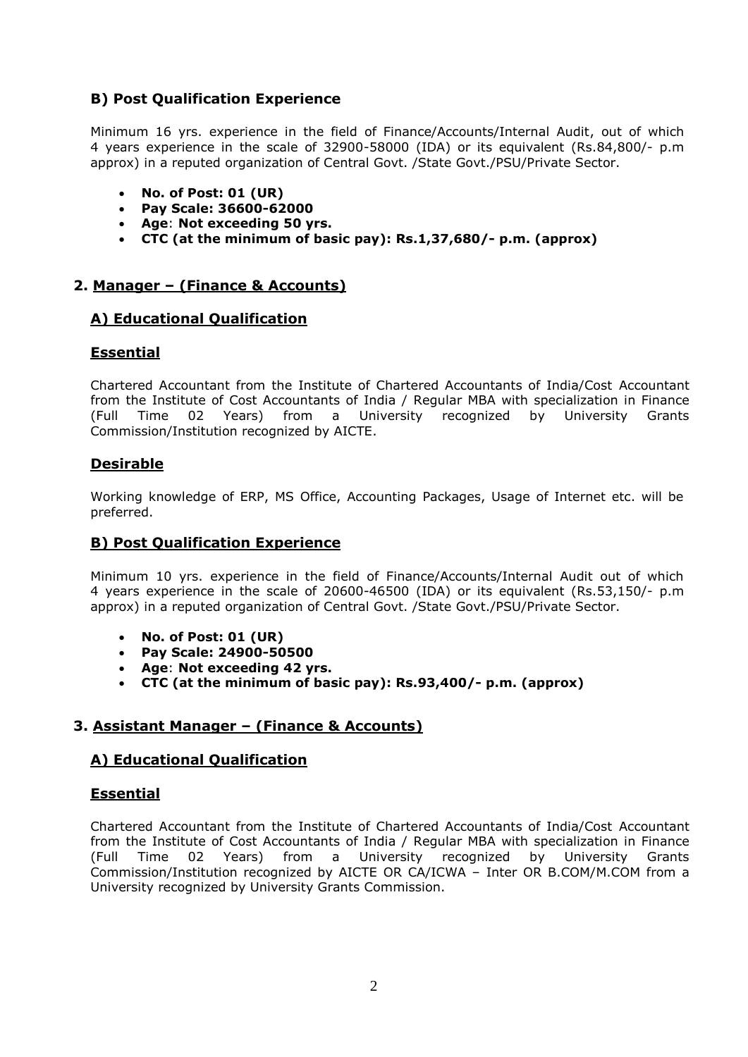### B) Post Qualification Experience

Minimum 16 yrs. experience in the field of Finance/Accounts/Internal Audit, out of which 4 years experience in the scale of 32900-58000 (IDA) or its equivalent (Rs.84,800/- p.m approx) in a reputed organization of Central Govt. /State Govt./PSU/Private Sector.

- **No. of Post: 01 (UR)**
- **Pay Scale: 36600-62000**
- **Age**: **Not exceeding 50 yrs.**
- **CTC (at the minimum of basic pay): Rs.1,37,680/- p.m. (approx)**

## 2. Manager – (Finance & Accounts)

### A) Educational Qualification

#### Essential

Chartered Accountant from the Institute of Chartered Accountants of India/Cost Accountant from the Institute of Cost Accountants of India / Regular MBA with specialization in Finance (Full Time 02 Years) from a University recognized by University Grants Commission/Institution recognized by AICTE.

#### Desirable

Working knowledge of ERP, MS Office, Accounting Packages, Usage of Internet etc. will be preferred.

### B) Post Qualification Experience

Minimum 10 yrs. experience in the field of Finance/Accounts/Internal Audit out of which 4 years experience in the scale of 20600-46500 (IDA) or its equivalent (Rs.53,150/- p.m approx) in a reputed organization of Central Govt. /State Govt./PSU/Private Sector.

- **No. of Post: 01 (UR)**
- **Pay Scale: 24900-50500**
- **Age**: **Not exceeding 42 yrs.**
- **CTC (at the minimum of basic pay): Rs.93,400/- p.m. (approx)**

## 3. Assistant Manager – (Finance & Accounts)

### A) Educational Qualification

#### Essential

Chartered Accountant from the Institute of Chartered Accountants of India/Cost Accountant from the Institute of Cost Accountants of India / Regular MBA with specialization in Finance (Full Time 02 Years) from a University recognized by University Grants Commission/Institution recognized by AICTE OR CA/ICWA – Inter OR B.COM/M.COM from a University recognized by University Grants Commission.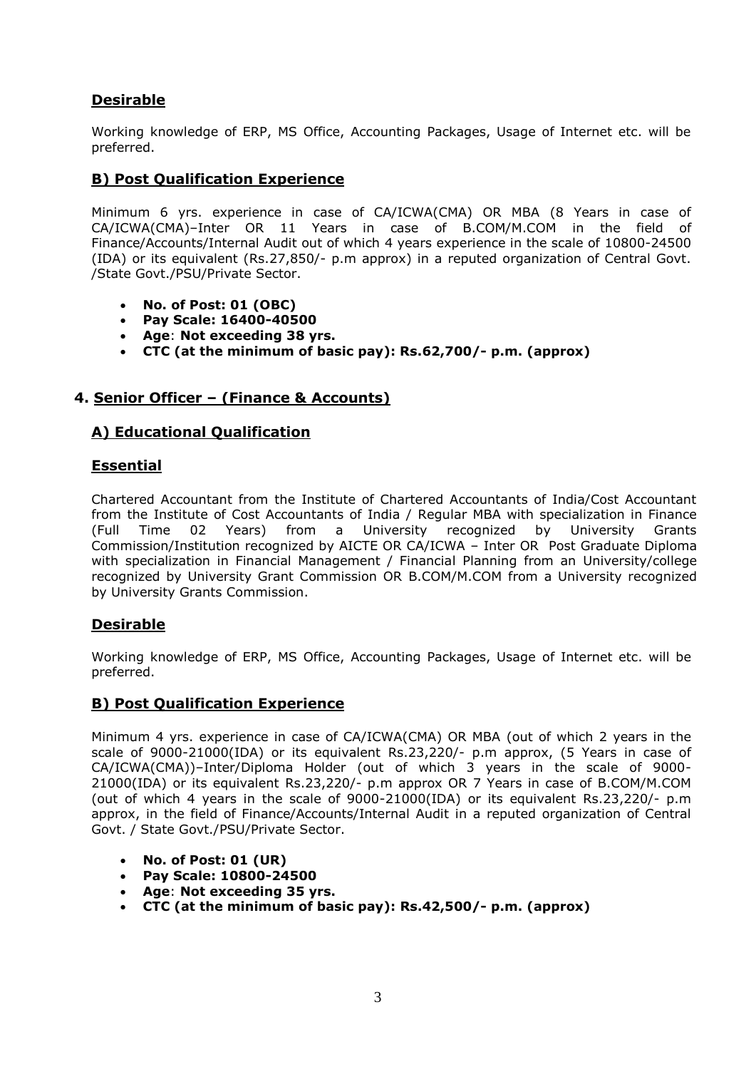### Desirable

Working knowledge of ERP, MS Office, Accounting Packages, Usage of Internet etc. will be preferred.

### B) Post Qualification Experience

Minimum 6 yrs. experience in case of CA/ICWA(CMA) OR MBA (8 Years in case of CA/ICWA(CMA)–Inter OR 11 Years in case of B.COM/M.COM in the field of Finance/Accounts/Internal Audit out of which 4 years experience in the scale of 10800-24500 (IDA) or its equivalent (Rs.27,850/- p.m approx) in a reputed organization of Central Govt. /State Govt./PSU/Private Sector.

- **No. of Post: 01 (OBC)**
- **Pay Scale: 16400-40500**
- **Age**: **Not exceeding 38 yrs.**
- **CTC (at the minimum of basic pay): Rs.62,700/- p.m. (approx)**

## 4. Senior Officer – (Finance & Accounts)

### A) Educational Qualification

### Essential

Chartered Accountant from the Institute of Chartered Accountants of India/Cost Accountant from the Institute of Cost Accountants of India / Regular MBA with specialization in Finance (Full Time 02 Years) from a University recognized by University Grants Commission/Institution recognized by AICTE OR CA/ICWA – Inter OR Post Graduate Diploma with specialization in Financial Management / Financial Planning from an University/college recognized by University Grant Commission OR B.COM/M.COM from a University recognized by University Grants Commission.

### Desirable

Working knowledge of ERP, MS Office, Accounting Packages, Usage of Internet etc. will be preferred.

### B) Post Qualification Experience

Minimum 4 yrs. experience in case of CA/ICWA(CMA) OR MBA (out of which 2 years in the scale of 9000-21000(IDA) or its equivalent Rs.23,220/- p.m approx, (5 Years in case of CA/ICWA(CMA))–Inter/Diploma Holder (out of which 3 years in the scale of 9000-21000(IDA) or its equivalent Rs.23,220/- p.m approx OR 7 Years in case of B.COM/M.COM (out of which 4 years in the scale of 9000-21000(IDA) or its equivalent Rs.23,220/- p.m approx, in the field of Finance/Accounts/Internal Audit in a reputed organization of Central Govt. / State Govt./PSU/Private Sector.

- **No. of Post: 01 (UR)**
- **Pay Scale: 10800-24500**
- **Age**: **Not exceeding 35 yrs.**
- **CTC (at the minimum of basic pay): Rs.42,500/- p.m. (approx)**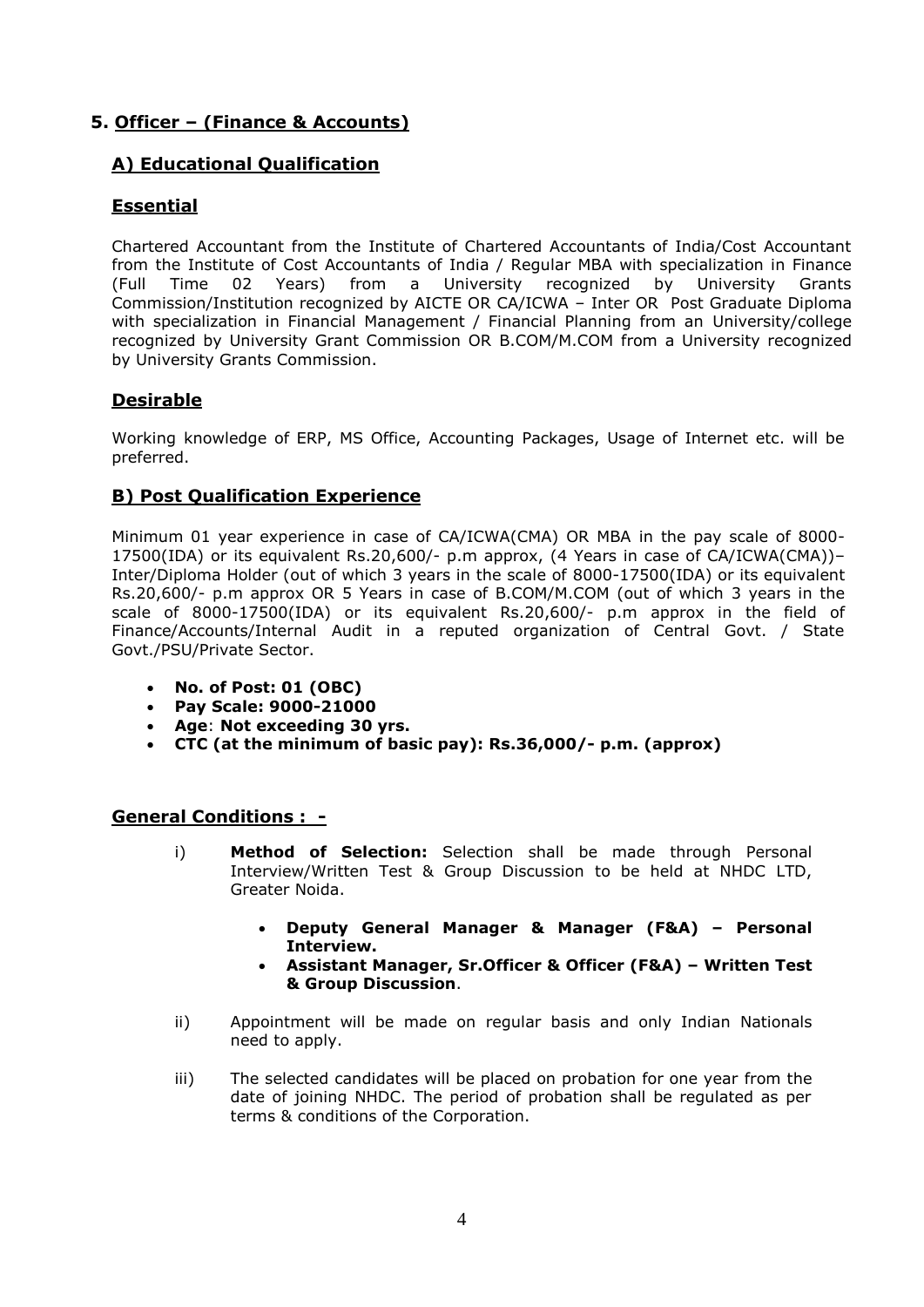## 5. Officer – (Finance & Accounts)

### A) Educational Qualification

### Essential

Chartered Accountant from the Institute of Chartered Accountants of India/Cost Accountant from the Institute of Cost Accountants of India / Regular MBA with specialization in Finance (Full Time 02 Years) from a University recognized by University Grants Commission/Institution recognized by AICTE OR CA/ICWA – Inter OR Post Graduate Diploma with specialization in Financial Management / Financial Planning from an University/college recognized by University Grant Commission OR B.COM/M.COM from a University recognized by University Grants Commission.

### Desirable

Working knowledge of ERP, MS Office, Accounting Packages, Usage of Internet etc. will be preferred.

### B) Post Qualification Experience

Minimum 01 year experience in case of CA/ICWA(CMA) OR MBA in the pay scale of 8000-17500(IDA) or its equivalent Rs.20,600/- p.m approx, (4 Years in case of CA/ICWA(CMA))– Inter/Diploma Holder (out of which 3 years in the scale of 8000-17500(IDA) or its equivalent Rs.20,600/- p.m approx OR 5 Years in case of B.COM/M.COM (out of which 3 years in the scale of 8000-17500(IDA) or its equivalent Rs.20,600/- p.m approx in the field of Finance/Accounts/Internal Audit in a reputed organization of Central Govt. / State Govt./PSU/Private Sector.

- **No. of Post: 01 (OBC)**
- **Pay Scale: 9000-21000**
- **Age**: **Not exceeding 30 yrs.**
- **CTC (at the minimum of basic pay): Rs.36,000/- p.m. (approx)**

### General Conditions : -

i) **Method of Selection:** Selection shall be made through Personal Interview/Written Test & Group Discussion to be held at NHDC LTD, Greater Noida.

- **Deputy General Manager & Manager (F&A) – Personal Interview.**
- **Assistant Manager, Sr.Officer & Officer (F&A) – Written Test & Group Discussion**.

ii) Appointment will be made on regular basis and only Indian Nationals need to apply.

iii) The selected candidates will be placed on probation for one year from the date of joining NHDC. The period of probation shall be regulated as per terms & conditions of the Corporation.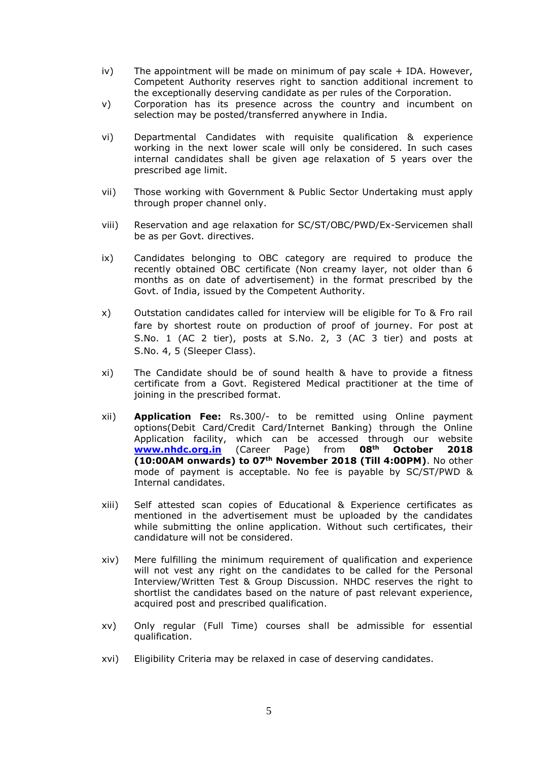iv) The appointment will be made on minimum of pay scale + IDA. However, Competent Authority reserves right to sanction additional increment to the exceptionally deserving candidate as per rules of the Corporation.

v) Corporation has its presence across the country and incumbent on selection may be posted/transferred anywhere in India.

vi) Departmental Candidates with requisite qualification & experience working in the next lower scale will only be considered. In such cases internal candidates shall be given age relaxation of 5 years over the prescribed age limit.

vii) Those working with Government & Public Sector Undertaking must apply through proper channel only.

viii) Reservation and age relaxation for SC/ST/OBC/PWD/Ex-Servicemen shall be as per Govt. directives.

ix) Candidates belonging to OBC category are required to produce the recently obtained OBC certificate (Non creamy layer, not older than 6 months as on date of advertisement) in the format prescribed by the Govt. of India, issued by the Competent Authority.

x) Outstation candidates called for interview will be eligible for To & Fro rail fare by shortest route on production of proof of journey. For post at S.No. 1 (AC 2 tier), posts at S.No. 2, 3 (AC 3 tier) and posts at S.No. 4, 5 (Sleeper Class).

xi) The Candidate should be of sound health & have to provide a fitness certificate from a Govt. Registered Medical practitioner at the time of joining in the prescribed format.

xii) **Application Fee:** Rs.300/- to be remitted using Online payment options(Debit Card/Credit Card/Internet Banking) through the Online Application facility, which can be accessed through our website **www.nhdc.org.in** (Career Page) from **08th October 2018 (10:00AM onwards) to 07th November 2018 (Till 4:00PM)**. No other mode of payment is acceptable. No fee is payable by SC/ST/PWD & Internal candidates.

xiii) Self attested scan copies of Educational & Experience certificates as mentioned in the advertisement must be uploaded by the candidates while submitting the online application. Without such certificates, their candidature will not be considered.

xiv) Mere fulfilling the minimum requirement of qualification and experience will not vest any right on the candidates to be called for the Personal Interview/Written Test & Group Discussion. NHDC reserves the right to shortlist the candidates based on the nature of past relevant experience, acquired post and prescribed qualification.

xv) Only regular (Full Time) courses shall be admissible for essential qualification.

xvi) Eligibility Criteria may be relaxed in case of deserving candidates.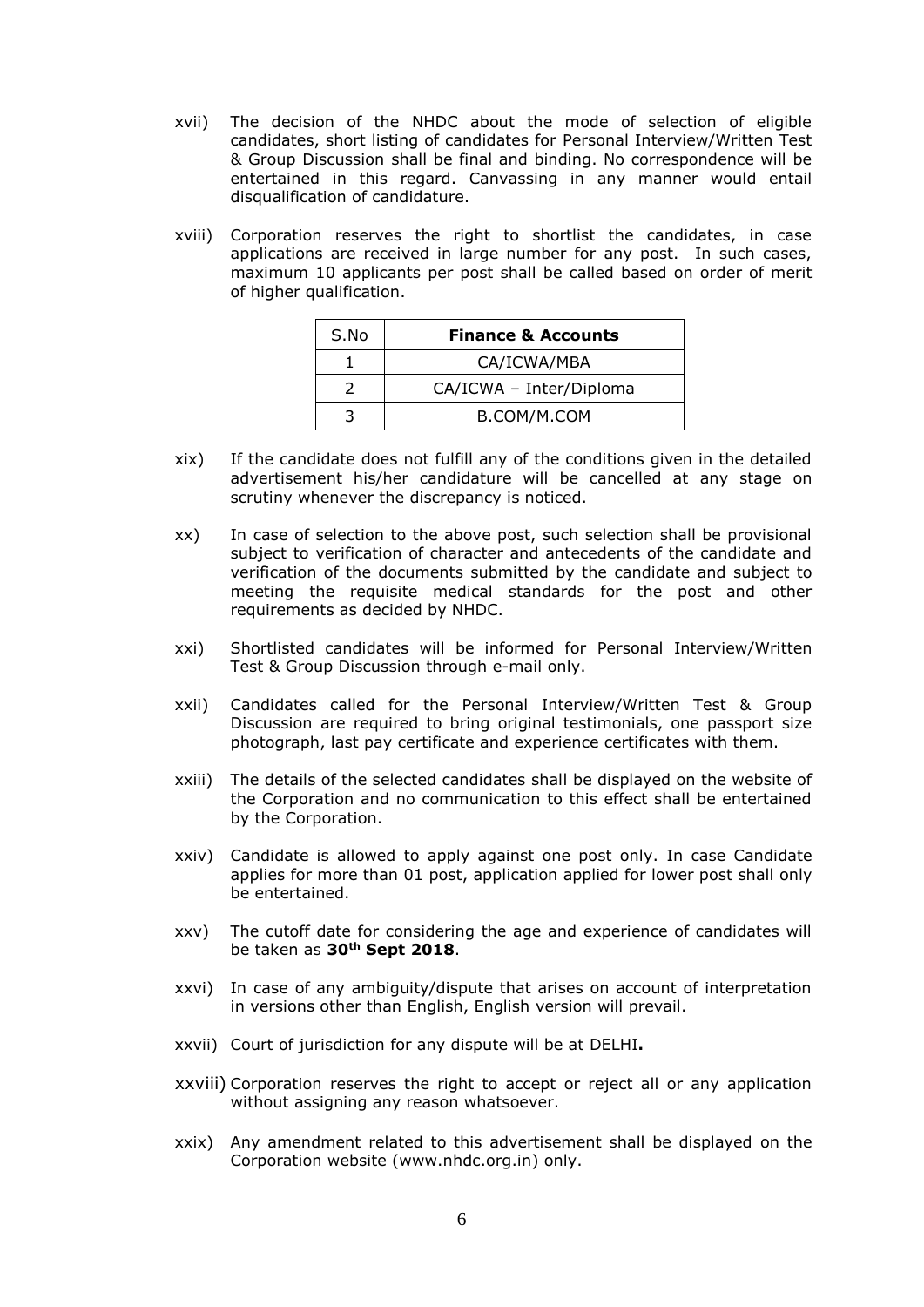xvii) The decision of the NHDC about the mode of selection of eligible candidates, short listing of candidates for Personal Interview/Written Test & Group Discussion shall be final and binding. No correspondence will be entertained in this regard. Canvassing in any manner would entail disqualification of candidature.

xviii) Corporation reserves the right to shortlist the candidates, in case applications are received in large number for any post. In such cases, maximum 10 applicants per post shall be called based on order of merit of higher qualification.

| S.No | **Finance & Accounts** |
|---|---|
| 1 | CA/ICWA/MBA |
| 2 | CA/ICWA – Inter/Diploma |
| 3 | B.COM/M.COM |

xix) If the candidate does not fulfill any of the conditions given in the detailed advertisement his/her candidature will be cancelled at any stage on scrutiny whenever the discrepancy is noticed.

xx) In case of selection to the above post, such selection shall be provisional subject to verification of character and antecedents of the candidate and verification of the documents submitted by the candidate and subject to meeting the requisite medical standards for the post and other requirements as decided by NHDC.

xxi) Shortlisted candidates will be informed for Personal Interview/Written Test & Group Discussion through e-mail only.

xxii) Candidates called for the Personal Interview/Written Test & Group Discussion are required to bring original testimonials, one passport size photograph, last pay certificate and experience certificates with them.

xxiii) The details of the selected candidates shall be displayed on the website of the Corporation and no communication to this effect shall be entertained by the Corporation.

xxiv) Candidate is allowed to apply against one post only. In case Candidate applies for more than 01 post, application applied for lower post shall only be entertained.

xxv) The cutoff date for considering the age and experience of candidates will be taken as **30th Sept 2018**.

xxvi) In case of any ambiguity/dispute that arises on account of interpretation in versions other than English, English version will prevail.

xxvii) Court of jurisdiction for any dispute will be at DELHI**.**

xxviii) Corporation reserves the right to accept or reject all or any application without assigning any reason whatsoever.

xxix) Any amendment related to this advertisement shall be displayed on the Corporation website (www.nhdc.org.in) only.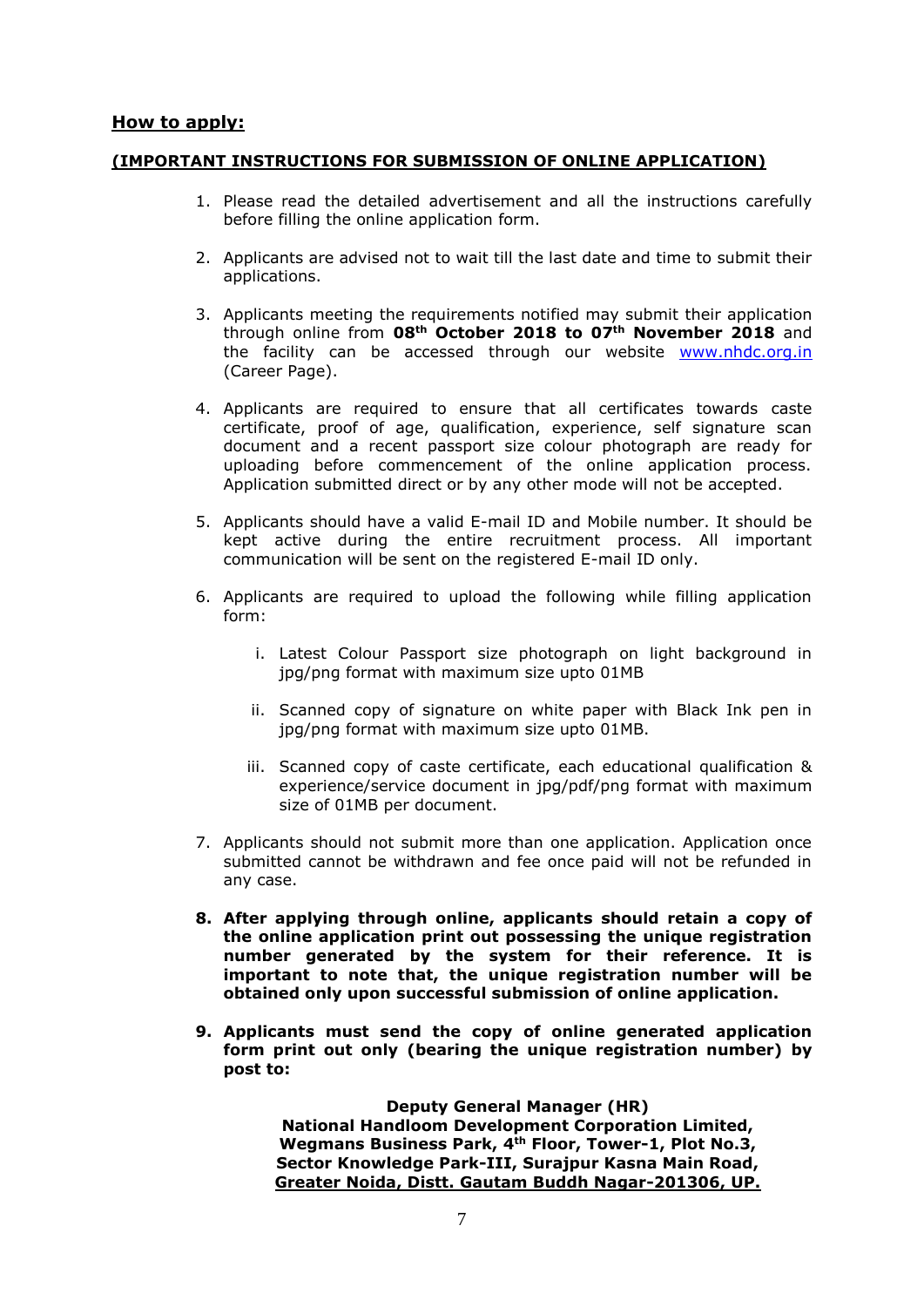## How to apply:

### (IMPORTANT INSTRUCTIONS FOR SUBMISSION OF ONLINE APPLICATION)

1. Please read the detailed advertisement and all the instructions carefully before filling the online application form.

2. Applicants are advised not to wait till the last date and time to submit their applications.

3. Applicants meeting the requirements notified may submit their application through online from **08th October 2018 to 07th November 2018** and the facility can be accessed through our website www.nhdc.org.in (Career Page).

4. Applicants are required to ensure that all certificates towards caste certificate, proof of age, qualification, experience, self signature scan document and a recent passport size colour photograph are ready for uploading before commencement of the online application process. Application submitted direct or by any other mode will not be accepted.

5. Applicants should have a valid E-mail ID and Mobile number. It should be kept active during the entire recruitment process. All important communication will be sent on the registered E-mail ID only.

6. Applicants are required to upload the following while filling application form:

   i. Latest Colour Passport size photograph on light background in jpg/png format with maximum size upto 01MB

   ii. Scanned copy of signature on white paper with Black Ink pen in jpg/png format with maximum size upto 01MB.

   iii. Scanned copy of caste certificate, each educational qualification & experience/service document in jpg/pdf/png format with maximum size of 01MB per document.

7. Applicants should not submit more than one application. Application once submitted cannot be withdrawn and fee once paid will not be refunded in any case.

8. **After applying through online, applicants should retain a copy of the online application print out possessing the unique registration number generated by the system for their reference. It is important to note that, the unique registration number will be obtained only upon successful submission of online application.**

9. **Applicants must send the copy of online generated application form print out only (bearing the unique registration number) by post to:**

**Deputy General Manager (HR)**
**National Handloom Development Corporation Limited,**
**Wegmans Business Park, 4th Floor, Tower-1, Plot No.3,**
**Sector Knowledge Park-III, Surajpur Kasna Main Road,**
**Greater Noida, Distt. Gautam Buddh Nagar-201306, UP.**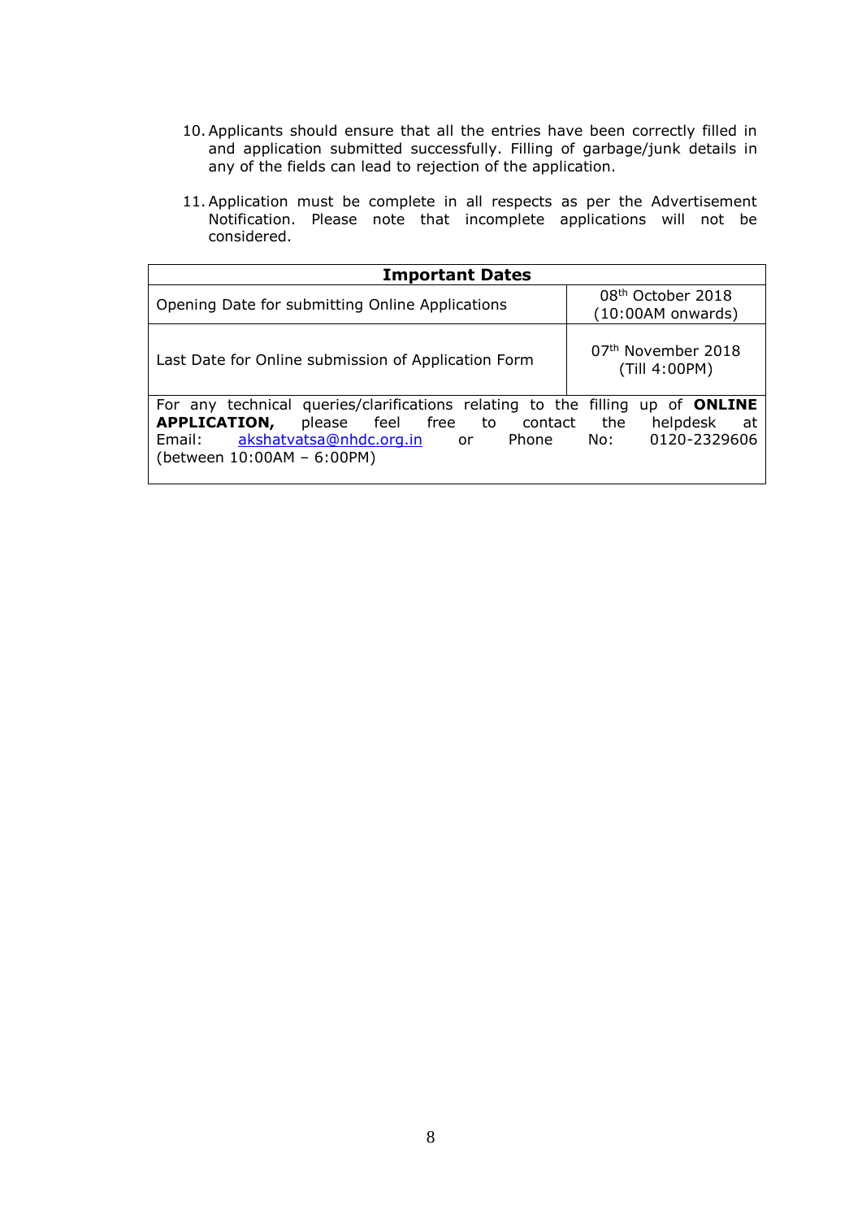10. Applicants should ensure that all the entries have been correctly filled in and application submitted successfully. Filling of garbage/junk details in any of the fields can lead to rejection of the application.

11. Application must be complete in all respects as per the Advertisement Notification. Please note that incomplete applications will not be considered.

| **Important Dates** | |
|---|---|
| Opening Date for submitting Online Applications | 08th October 2018 (10:00AM onwards) |
| Last Date for Online submission of Application Form | 07th November 2018 (Till 4:00PM) |
| For any technical queries/clarifications relating to the filling up of **ONLINE APPLICATION,** please feel free to contact the helpdesk at Email: akshatvatsa@nhdc.org.in or Phone No: 0120-2329606 (between 10:00AM – 6:00PM) | |